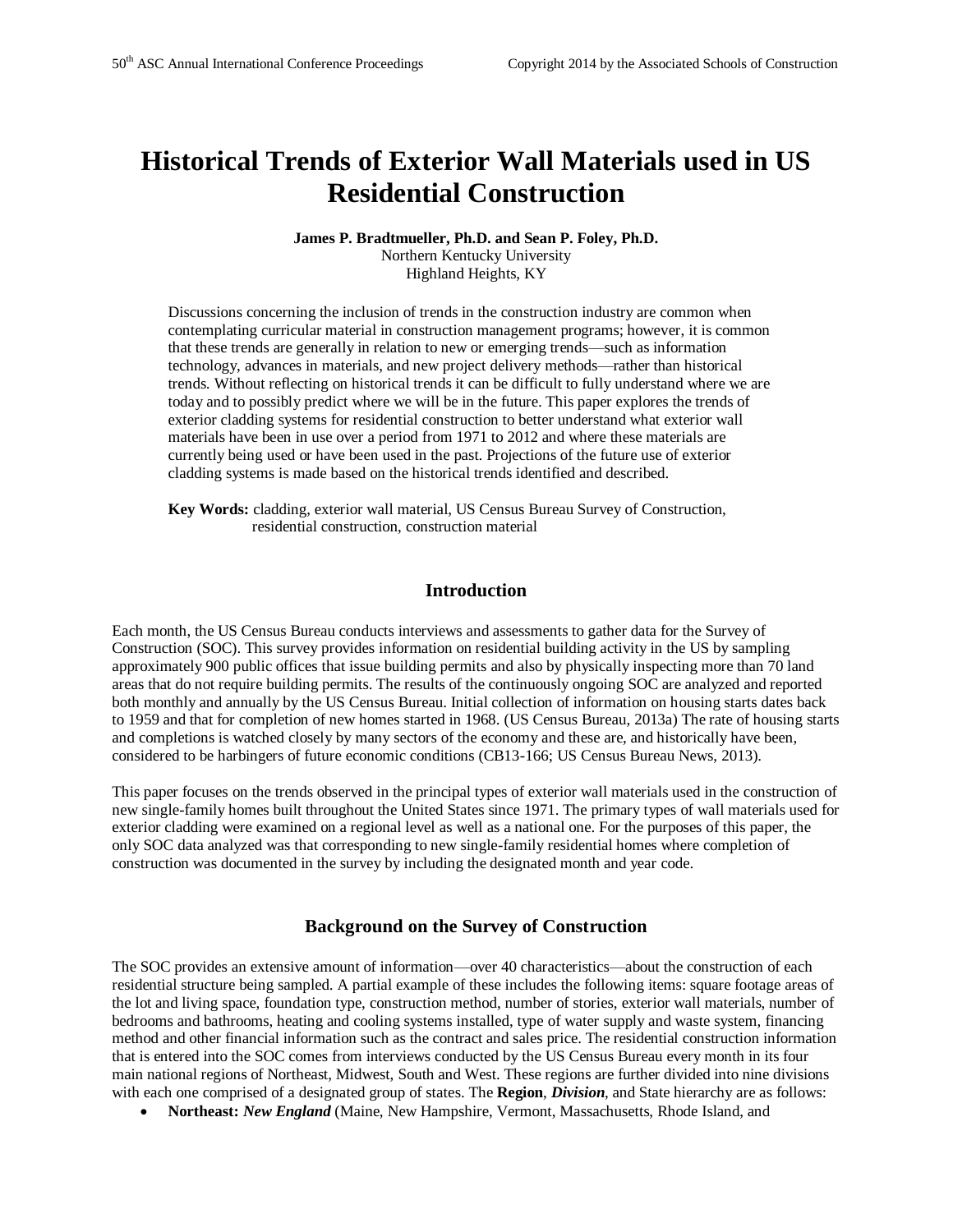# Historical Trends of Exterior Wall Materials used in US Residential Construction

**James P. Bradtmueller, Ph.D. and Sean P. Foley, Ph.D.**
Northern Kentucky University
Highland Heights, KY

Discussions concerning the inclusion of trends in the construction industry are common when contemplating curricular material in construction management programs; however, it is common that these trends are generally in relation to new or emerging trends—such as information technology, advances in materials, and new project delivery methods—rather than historical trends. Without reflecting on historical trends it can be difficult to fully understand where we are today and to possibly predict where we will be in the future. This paper explores the trends of exterior cladding systems for residential construction to better understand what exterior wall materials have been in use over a period from 1971 to 2012 and where these materials are currently being used or have been used in the past. Projections of the future use of exterior cladding systems is made based on the historical trends identified and described.

**Key Words:** cladding, exterior wall material, US Census Bureau Survey of Construction, residential construction, construction material

## Introduction

Each month, the US Census Bureau conducts interviews and assessments to gather data for the Survey of Construction (SOC). This survey provides information on residential building activity in the US by sampling approximately 900 public offices that issue building permits and also by physically inspecting more than 70 land areas that do not require building permits. The results of the continuously ongoing SOC are analyzed and reported both monthly and annually by the US Census Bureau. Initial collection of information on housing starts dates back to 1959 and that for completion of new homes started in 1968. (US Census Bureau, 2013a) The rate of housing starts and completions is watched closely by many sectors of the economy and these are, and historically have been, considered to be harbingers of future economic conditions (CB13-166; US Census Bureau News, 2013).

This paper focuses on the trends observed in the principal types of exterior wall materials used in the construction of new single-family homes built throughout the United States since 1971. The primary types of wall materials used for exterior cladding were examined on a regional level as well as a national one. For the purposes of this paper, the only SOC data analyzed was that corresponding to new single-family residential homes where completion of construction was documented in the survey by including the designated month and year code.

## Background on the Survey of Construction

The SOC provides an extensive amount of information—over 40 characteristics—about the construction of each residential structure being sampled. A partial example of these includes the following items: square footage areas of the lot and living space, foundation type, construction method, number of stories, exterior wall materials, number of bedrooms and bathrooms, heating and cooling systems installed, type of water supply and waste system, financing method and other financial information such as the contract and sales price. The residential construction information that is entered into the SOC comes from interviews conducted by the US Census Bureau every month in its four main national regions of Northeast, Midwest, South and West. These regions are further divided into nine divisions with each one comprised of a designated group of states. The **Region**, ***Division***, and State hierarchy are as follows:

- **Northeast:** ***New England*** (Maine, New Hampshire, Vermont, Massachusetts, Rhode Island, and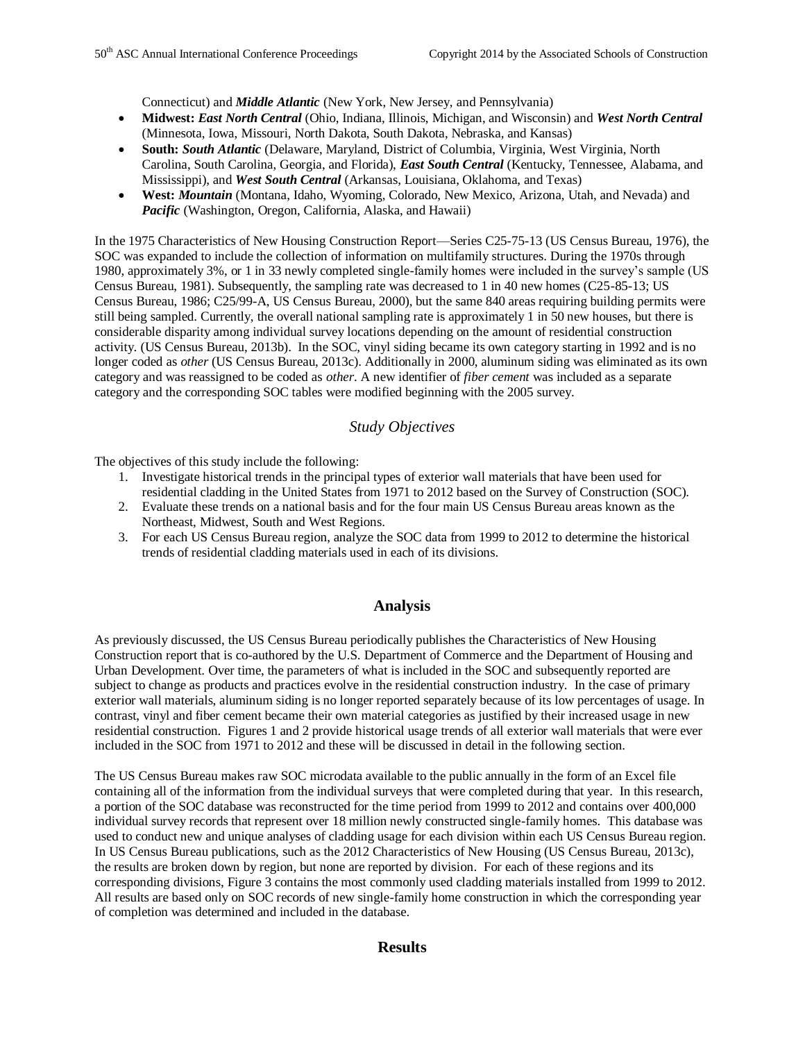Connecticut) and ***Middle Atlantic*** (New York, New Jersey, and Pennsylvania)

- **Midwest:** ***East North Central*** (Ohio, Indiana, Illinois, Michigan, and Wisconsin) and ***West North Central*** (Minnesota, Iowa, Missouri, North Dakota, South Dakota, Nebraska, and Kansas)
- **South:** ***South Atlantic*** (Delaware, Maryland, District of Columbia, Virginia, West Virginia, North Carolina, South Carolina, Georgia, and Florida), ***East South Central*** (Kentucky, Tennessee, Alabama, and Mississippi), and ***West South Central*** (Arkansas, Louisiana, Oklahoma, and Texas)
- **West:** ***Mountain*** (Montana, Idaho, Wyoming, Colorado, New Mexico, Arizona, Utah, and Nevada) and ***Pacific*** (Washington, Oregon, California, Alaska, and Hawaii)

In the 1975 Characteristics of New Housing Construction Report—Series C25-75-13 (US Census Bureau, 1976), the SOC was expanded to include the collection of information on multifamily structures. During the 1970s through 1980, approximately 3%, or 1 in 33 newly completed single-family homes were included in the survey's sample (US Census Bureau, 1981). Subsequently, the sampling rate was decreased to 1 in 40 new homes (C25-85-13; US Census Bureau, 1986; C25/99-A, US Census Bureau, 2000), but the same 840 areas requiring building permits were still being sampled. Currently, the overall national sampling rate is approximately 1 in 50 new houses, but there is considerable disparity among individual survey locations depending on the amount of residential construction activity. (US Census Bureau, 2013b). In the SOC, vinyl siding became its own category starting in 1992 and is no longer coded as *other* (US Census Bureau, 2013c). Additionally in 2000, aluminum siding was eliminated as its own category and was reassigned to be coded as *other*. A new identifier of *fiber cement* was included as a separate category and the corresponding SOC tables were modified beginning with the 2005 survey.

### *Study Objectives*

The objectives of this study include the following:

1. Investigate historical trends in the principal types of exterior wall materials that have been used for residential cladding in the United States from 1971 to 2012 based on the Survey of Construction (SOC).
2. Evaluate these trends on a national basis and for the four main US Census Bureau areas known as the Northeast, Midwest, South and West Regions.
3. For each US Census Bureau region, analyze the SOC data from 1999 to 2012 to determine the historical trends of residential cladding materials used in each of its divisions.

## Analysis

As previously discussed, the US Census Bureau periodically publishes the Characteristics of New Housing Construction report that is co-authored by the U.S. Department of Commerce and the Department of Housing and Urban Development. Over time, the parameters of what is included in the SOC and subsequently reported are subject to change as products and practices evolve in the residential construction industry. In the case of primary exterior wall materials, aluminum siding is no longer reported separately because of its low percentages of usage. In contrast, vinyl and fiber cement became their own material categories as justified by their increased usage in new residential construction. Figures 1 and 2 provide historical usage trends of all exterior wall materials that were ever included in the SOC from 1971 to 2012 and these will be discussed in detail in the following section.

The US Census Bureau makes raw SOC microdata available to the public annually in the form of an Excel file containing all of the information from the individual surveys that were completed during that year. In this research, a portion of the SOC database was reconstructed for the time period from 1999 to 2012 and contains over 400,000 individual survey records that represent over 18 million newly constructed single-family homes. This database was used to conduct new and unique analyses of cladding usage for each division within each US Census Bureau region. In US Census Bureau publications, such as the 2012 Characteristics of New Housing (US Census Bureau, 2013c), the results are broken down by region, but none are reported by division. For each of these regions and its corresponding divisions, Figure 3 contains the most commonly used cladding materials installed from 1999 to 2012. All results are based only on SOC records of new single-family home construction in which the corresponding year of completion was determined and included in the database.

## Results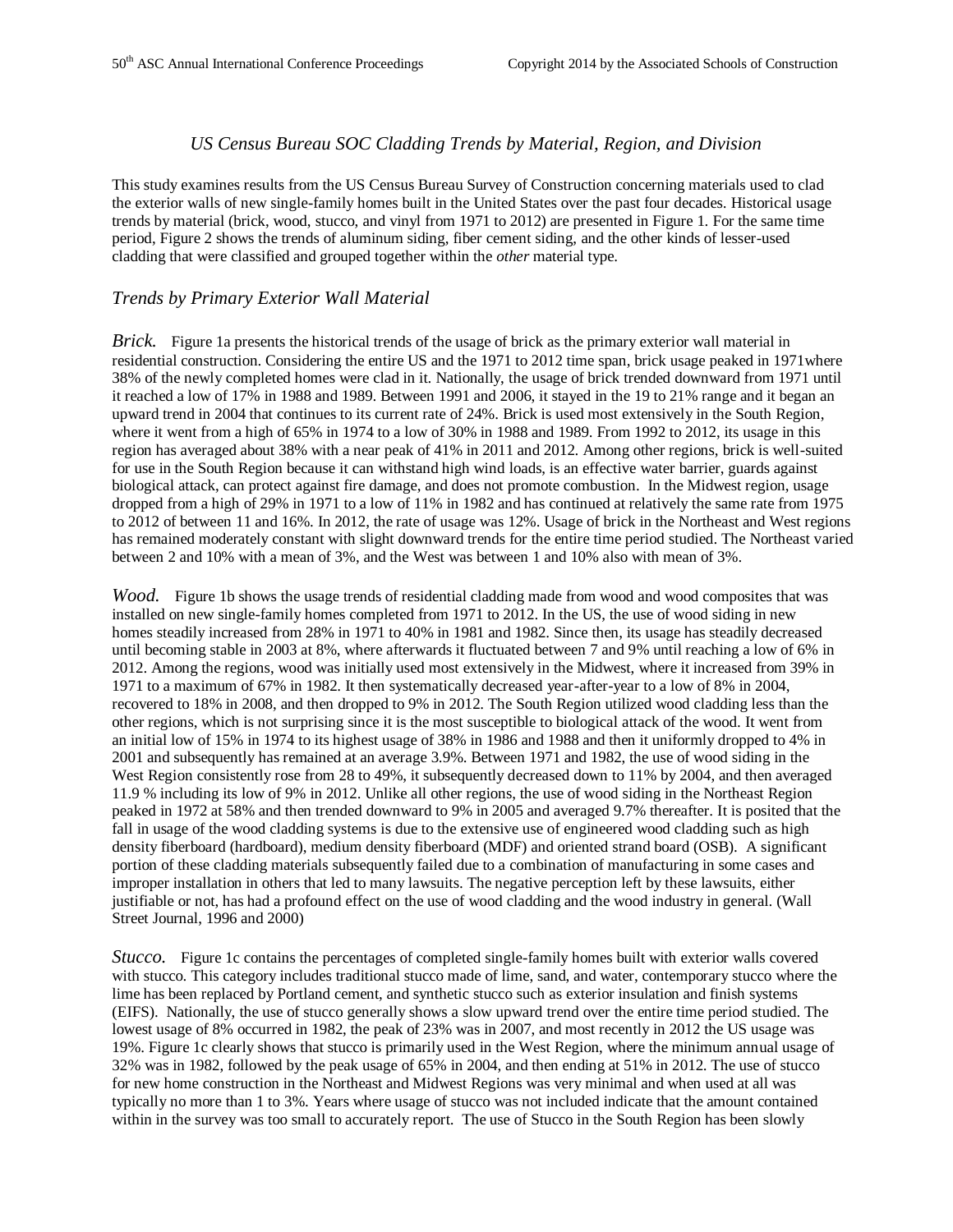## *US Census Bureau SOC Cladding Trends by Material, Region, and Division*

This study examines results from the US Census Bureau Survey of Construction concerning materials used to clad the exterior walls of new single-family homes built in the United States over the past four decades. Historical usage trends by material (brick, wood, stucco, and vinyl from 1971 to 2012) are presented in Figure 1. For the same time period, Figure 2 shows the trends of aluminum siding, fiber cement siding, and the other kinds of lesser-used cladding that were classified and grouped together within the *other* material type.

### *Trends by Primary Exterior Wall Material*

*Brick.* Figure 1a presents the historical trends of the usage of brick as the primary exterior wall material in residential construction. Considering the entire US and the 1971 to 2012 time span, brick usage peaked in 1971where 38% of the newly completed homes were clad in it. Nationally, the usage of brick trended downward from 1971 until it reached a low of 17% in 1988 and 1989. Between 1991 and 2006, it stayed in the 19 to 21% range and it began an upward trend in 2004 that continues to its current rate of 24%. Brick is used most extensively in the South Region, where it went from a high of 65% in 1974 to a low of 30% in 1988 and 1989. From 1992 to 2012, its usage in this region has averaged about 38% with a near peak of 41% in 2011 and 2012. Among other regions, brick is well-suited for use in the South Region because it can withstand high wind loads, is an effective water barrier, guards against biological attack, can protect against fire damage, and does not promote combustion. In the Midwest region, usage dropped from a high of 29% in 1971 to a low of 11% in 1982 and has continued at relatively the same rate from 1975 to 2012 of between 11 and 16%. In 2012, the rate of usage was 12%. Usage of brick in the Northeast and West regions has remained moderately constant with slight downward trends for the entire time period studied. The Northeast varied between 2 and 10% with a mean of 3%, and the West was between 1 and 10% also with mean of 3%.

*Wood.* Figure 1b shows the usage trends of residential cladding made from wood and wood composites that was installed on new single-family homes completed from 1971 to 2012. In the US, the use of wood siding in new homes steadily increased from 28% in 1971 to 40% in 1981 and 1982. Since then, its usage has steadily decreased until becoming stable in 2003 at 8%, where afterwards it fluctuated between 7 and 9% until reaching a low of 6% in 2012. Among the regions, wood was initially used most extensively in the Midwest, where it increased from 39% in 1971 to a maximum of 67% in 1982. It then systematically decreased year-after-year to a low of 8% in 2004, recovered to 18% in 2008, and then dropped to 9% in 2012. The South Region utilized wood cladding less than the other regions, which is not surprising since it is the most susceptible to biological attack of the wood. It went from an initial low of 15% in 1974 to its highest usage of 38% in 1986 and 1988 and then it uniformly dropped to 4% in 2001 and subsequently has remained at an average 3.9%. Between 1971 and 1982, the use of wood siding in the West Region consistently rose from 28 to 49%, it subsequently decreased down to 11% by 2004, and then averaged 11.9 % including its low of 9% in 2012. Unlike all other regions, the use of wood siding in the Northeast Region peaked in 1972 at 58% and then trended downward to 9% in 2005 and averaged 9.7% thereafter. It is posited that the fall in usage of the wood cladding systems is due to the extensive use of engineered wood cladding such as high density fiberboard (hardboard), medium density fiberboard (MDF) and oriented strand board (OSB). A significant portion of these cladding materials subsequently failed due to a combination of manufacturing in some cases and improper installation in others that led to many lawsuits. The negative perception left by these lawsuits, either justifiable or not, has had a profound effect on the use of wood cladding and the wood industry in general. (Wall Street Journal, 1996 and 2000)

*Stucco.* Figure 1c contains the percentages of completed single-family homes built with exterior walls covered with stucco. This category includes traditional stucco made of lime, sand, and water, contemporary stucco where the lime has been replaced by Portland cement, and synthetic stucco such as exterior insulation and finish systems (EIFS). Nationally, the use of stucco generally shows a slow upward trend over the entire time period studied. The lowest usage of 8% occurred in 1982, the peak of 23% was in 2007, and most recently in 2012 the US usage was 19%. Figure 1c clearly shows that stucco is primarily used in the West Region, where the minimum annual usage of 32% was in 1982, followed by the peak usage of 65% in 2004, and then ending at 51% in 2012. The use of stucco for new home construction in the Northeast and Midwest Regions was very minimal and when used at all was typically no more than 1 to 3%. Years where usage of stucco was not included indicate that the amount contained within in the survey was too small to accurately report. The use of Stucco in the South Region has been slowly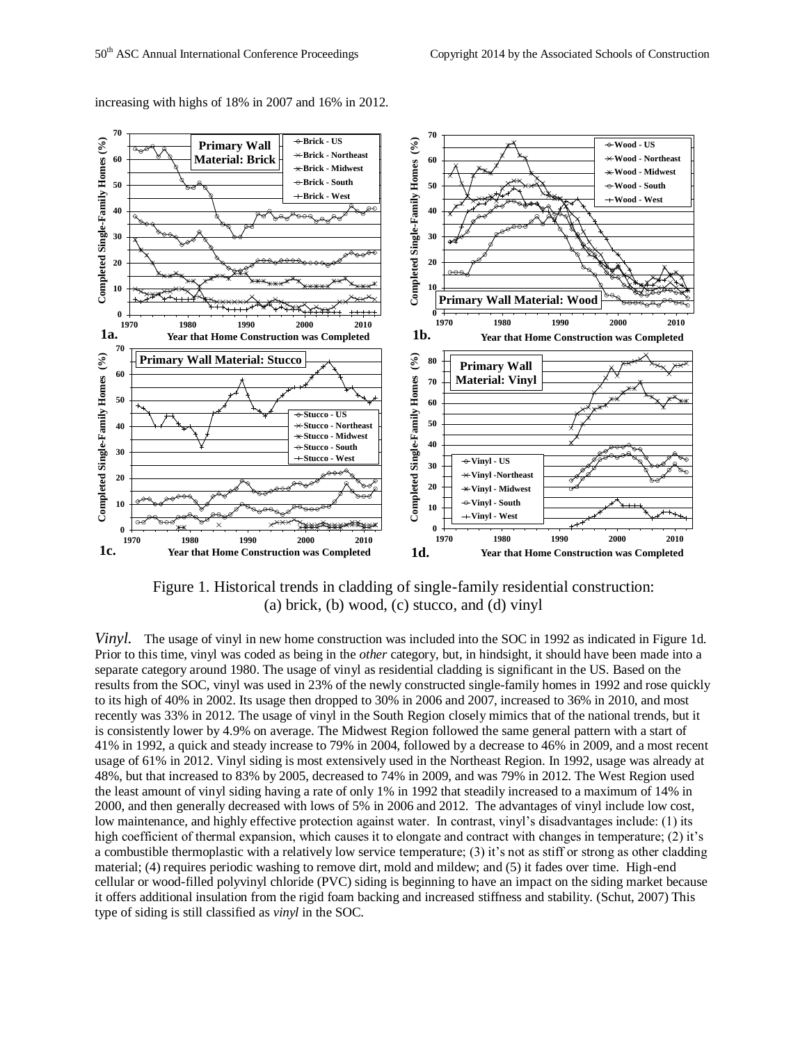increasing with highs of 18% in 2007 and 16% in 2012.

Figure 1. Historical trends in cladding of single-family residential construction: (a) brick, (b) wood, (c) stucco, and (d) vinyl

*Vinyl.* The usage of vinyl in new home construction was included into the SOC in 1992 as indicated in Figure 1d. Prior to this time, vinyl was coded as being in the *other* category, but, in hindsight, it should have been made into a separate category around 1980. The usage of vinyl as residential cladding is significant in the US. Based on the results from the SOC, vinyl was used in 23% of the newly constructed single-family homes in 1992 and rose quickly to its high of 40% in 2002. Its usage then dropped to 30% in 2006 and 2007, increased to 36% in 2010, and most recently was 33% in 2012. The usage of vinyl in the South Region closely mimics that of the national trends, but it is consistently lower by 4.9% on average. The Midwest Region followed the same general pattern with a start of 41% in 1992, a quick and steady increase to 79% in 2004, followed by a decrease to 46% in 2009, and a most recent usage of 61% in 2012. Vinyl siding is most extensively used in the Northeast Region. In 1992, usage was already at 48%, but that increased to 83% by 2005, decreased to 74% in 2009, and was 79% in 2012. The West Region used the least amount of vinyl siding having a rate of only 1% in 1992 that steadily increased to a maximum of 14% in 2000, and then generally decreased with lows of 5% in 2006 and 2012. The advantages of vinyl include low cost, low maintenance, and highly effective protection against water. In contrast, vinyl's disadvantages include: (1) its high coefficient of thermal expansion, which causes it to elongate and contract with changes in temperature; (2) it's a combustible thermoplastic with a relatively low service temperature; (3) it's not as stiff or strong as other cladding material; (4) requires periodic washing to remove dirt, mold and mildew; and (5) it fades over time. High-end cellular or wood-filled polyvinyl chloride (PVC) siding is beginning to have an impact on the siding market because it offers additional insulation from the rigid foam backing and increased stiffness and stability. (Schut, 2007) This type of siding is still classified as *vinyl* in the SOC.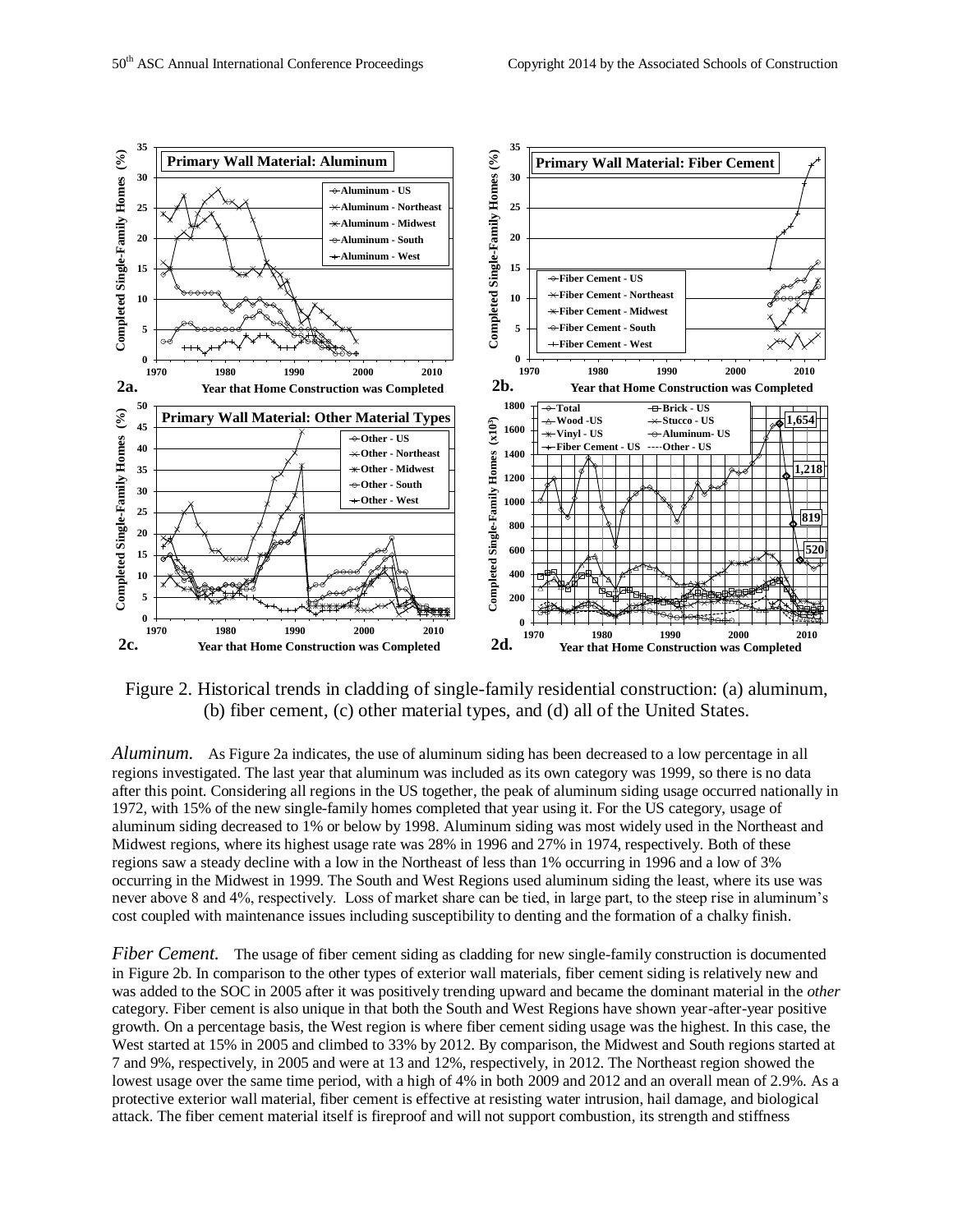Figure 2. Historical trends in cladding of single-family residential construction: (a) aluminum, (b) fiber cement, (c) other material types, and (d) all of the United States.

*Aluminum.* As Figure 2a indicates, the use of aluminum siding has been decreased to a low percentage in all regions investigated. The last year that aluminum was included as its own category was 1999, so there is no data after this point. Considering all regions in the US together, the peak of aluminum siding usage occurred nationally in 1972, with 15% of the new single-family homes completed that year using it. For the US category, usage of aluminum siding decreased to 1% or below by 1998. Aluminum siding was most widely used in the Northeast and Midwest regions, where its highest usage rate was 28% in 1996 and 27% in 1974, respectively. Both of these regions saw a steady decline with a low in the Northeast of less than 1% occurring in 1996 and a low of 3% occurring in the Midwest in 1999. The South and West Regions used aluminum siding the least, where its use was never above 8 and 4%, respectively. Loss of market share can be tied, in large part, to the steep rise in aluminum's cost coupled with maintenance issues including susceptibility to denting and the formation of a chalky finish.

*Fiber Cement.* The usage of fiber cement siding as cladding for new single-family construction is documented in Figure 2b. In comparison to the other types of exterior wall materials, fiber cement siding is relatively new and was added to the SOC in 2005 after it was positively trending upward and became the dominant material in the *other* category. Fiber cement is also unique in that both the South and West Regions have shown year-after-year positive growth. On a percentage basis, the West region is where fiber cement siding usage was the highest. In this case, the West started at 15% in 2005 and climbed to 33% by 2012. By comparison, the Midwest and South regions started at 7 and 9%, respectively, in 2005 and were at 13 and 12%, respectively, in 2012. The Northeast region showed the lowest usage over the same time period, with a high of 4% in both 2009 and 2012 and an overall mean of 2.9%. As a protective exterior wall material, fiber cement is effective at resisting water intrusion, hail damage, and biological attack. The fiber cement material itself is fireproof and will not support combustion, its strength and stiffness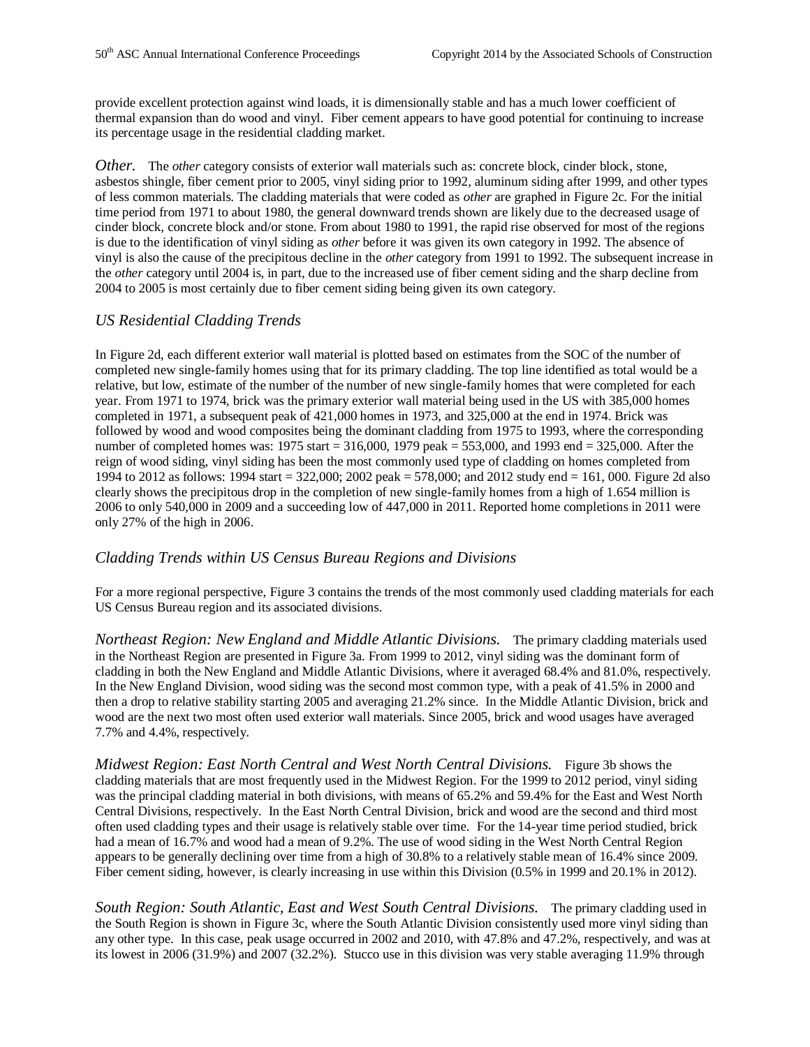provide excellent protection against wind loads, it is dimensionally stable and has a much lower coefficient of thermal expansion than do wood and vinyl. Fiber cement appears to have good potential for continuing to increase its percentage usage in the residential cladding market.

*Other.* The *other* category consists of exterior wall materials such as: concrete block, cinder block, stone, asbestos shingle, fiber cement prior to 2005, vinyl siding prior to 1992, aluminum siding after 1999, and other types of less common materials. The cladding materials that were coded as *other* are graphed in Figure 2c. For the initial time period from 1971 to about 1980, the general downward trends shown are likely due to the decreased usage of cinder block, concrete block and/or stone. From about 1980 to 1991, the rapid rise observed for most of the regions is due to the identification of vinyl siding as *other* before it was given its own category in 1992. The absence of vinyl is also the cause of the precipitous decline in the *other* category from 1991 to 1992. The subsequent increase in the *other* category until 2004 is, in part, due to the increased use of fiber cement siding and the sharp decline from 2004 to 2005 is most certainly due to fiber cement siding being given its own category.

### *US Residential Cladding Trends*

In Figure 2d, each different exterior wall material is plotted based on estimates from the SOC of the number of completed new single-family homes using that for its primary cladding. The top line identified as total would be a relative, but low, estimate of the number of the number of new single-family homes that were completed for each year. From 1971 to 1974, brick was the primary exterior wall material being used in the US with 385,000 homes completed in 1971, a subsequent peak of 421,000 homes in 1973, and 325,000 at the end in 1974. Brick was followed by wood and wood composites being the dominant cladding from 1975 to 1993, where the corresponding number of completed homes was: 1975 start = 316,000, 1979 peak = 553,000, and 1993 end = 325,000. After the reign of wood siding, vinyl siding has been the most commonly used type of cladding on homes completed from 1994 to 2012 as follows: 1994 start = 322,000; 2002 peak = 578,000; and 2012 study end = 161, 000. Figure 2d also clearly shows the precipitous drop in the completion of new single-family homes from a high of 1.654 million is 2006 to only 540,000 in 2009 and a succeeding low of 447,000 in 2011. Reported home completions in 2011 were only 27% of the high in 2006.

### *Cladding Trends within US Census Bureau Regions and Divisions*

For a more regional perspective, Figure 3 contains the trends of the most commonly used cladding materials for each US Census Bureau region and its associated divisions.

*Northeast Region: New England and Middle Atlantic Divisions.* The primary cladding materials used in the Northeast Region are presented in Figure 3a. From 1999 to 2012, vinyl siding was the dominant form of cladding in both the New England and Middle Atlantic Divisions, where it averaged 68.4% and 81.0%, respectively. In the New England Division, wood siding was the second most common type, with a peak of 41.5% in 2000 and then a drop to relative stability starting 2005 and averaging 21.2% since. In the Middle Atlantic Division, brick and wood are the next two most often used exterior wall materials. Since 2005, brick and wood usages have averaged 7.7% and 4.4%, respectively.

*Midwest Region: East North Central and West North Central Divisions.* Figure 3b shows the cladding materials that are most frequently used in the Midwest Region. For the 1999 to 2012 period, vinyl siding was the principal cladding material in both divisions, with means of 65.2% and 59.4% for the East and West North Central Divisions, respectively. In the East North Central Division, brick and wood are the second and third most often used cladding types and their usage is relatively stable over time. For the 14-year time period studied, brick had a mean of 16.7% and wood had a mean of 9.2%. The use of wood siding in the West North Central Region appears to be generally declining over time from a high of 30.8% to a relatively stable mean of 16.4% since 2009. Fiber cement siding, however, is clearly increasing in use within this Division (0.5% in 1999 and 20.1% in 2012).

*South Region: South Atlantic, East and West South Central Divisions.* The primary cladding used in the South Region is shown in Figure 3c, where the South Atlantic Division consistently used more vinyl siding than any other type. In this case, peak usage occurred in 2002 and 2010, with 47.8% and 47.2%, respectively, and was at its lowest in 2006 (31.9%) and 2007 (32.2%). Stucco use in this division was very stable averaging 11.9% through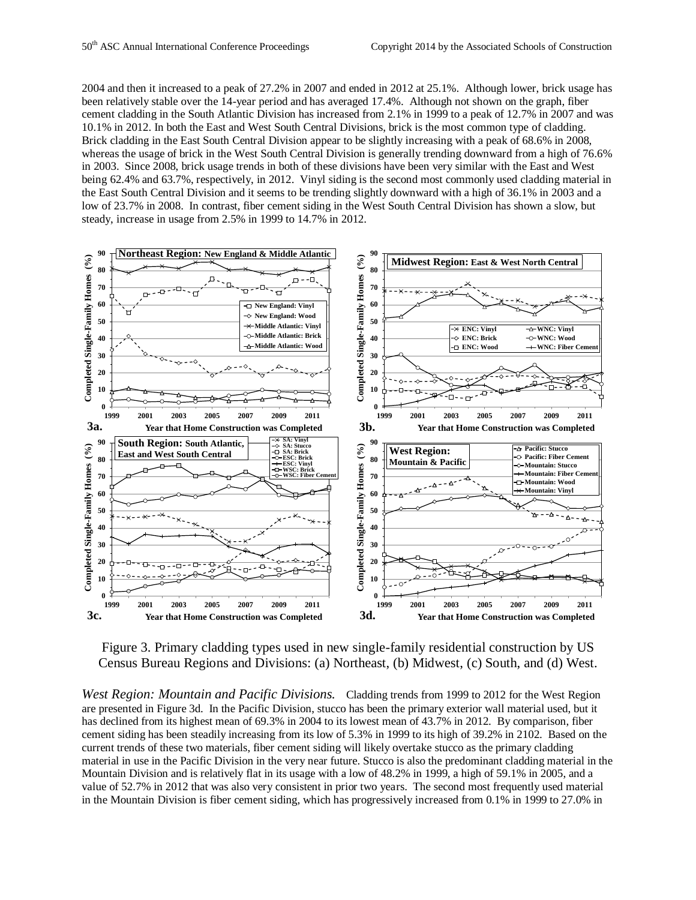2004 and then it increased to a peak of 27.2% in 2007 and ended in 2012 at 25.1%. Although lower, brick usage has been relatively stable over the 14-year period and has averaged 17.4%. Although not shown on the graph, fiber cement cladding in the South Atlantic Division has increased from 2.1% in 1999 to a peak of 12.7% in 2007 and was 10.1% in 2012. In both the East and West South Central Divisions, brick is the most common type of cladding. Brick cladding in the East South Central Division appear to be slightly increasing with a peak of 68.6% in 2008, whereas the usage of brick in the West South Central Division is generally trending downward from a high of 76.6% in 2003. Since 2008, brick usage trends in both of these divisions have been very similar with the East and West being 62.4% and 63.7%, respectively, in 2012. Vinyl siding is the second most commonly used cladding material in the East South Central Division and it seems to be trending slightly downward with a high of 36.1% in 2003 and a low of 23.7% in 2008. In contrast, fiber cement siding in the West South Central Division has shown a slow, but steady, increase in usage from 2.5% in 1999 to 14.7% in 2012.

Figure 3. Primary cladding types used in new single-family residential construction by US Census Bureau Regions and Divisions: (a) Northeast, (b) Midwest, (c) South, and (d) West.

*West Region: Mountain and Pacific Divisions.* Cladding trends from 1999 to 2012 for the West Region are presented in Figure 3d. In the Pacific Division, stucco has been the primary exterior wall material used, but it has declined from its highest mean of 69.3% in 2004 to its lowest mean of 43.7% in 2012. By comparison, fiber cement siding has been steadily increasing from its low of 5.3% in 1999 to its high of 39.2% in 2102. Based on the current trends of these two materials, fiber cement siding will likely overtake stucco as the primary cladding material in use in the Pacific Division in the very near future. Stucco is also the predominant cladding material in the Mountain Division and is relatively flat in its usage with a low of 48.2% in 1999, a high of 59.1% in 2005, and a value of 52.7% in 2012 that was also very consistent in prior two years. The second most frequently used material in the Mountain Division is fiber cement siding, which has progressively increased from 0.1% in 1999 to 27.0% in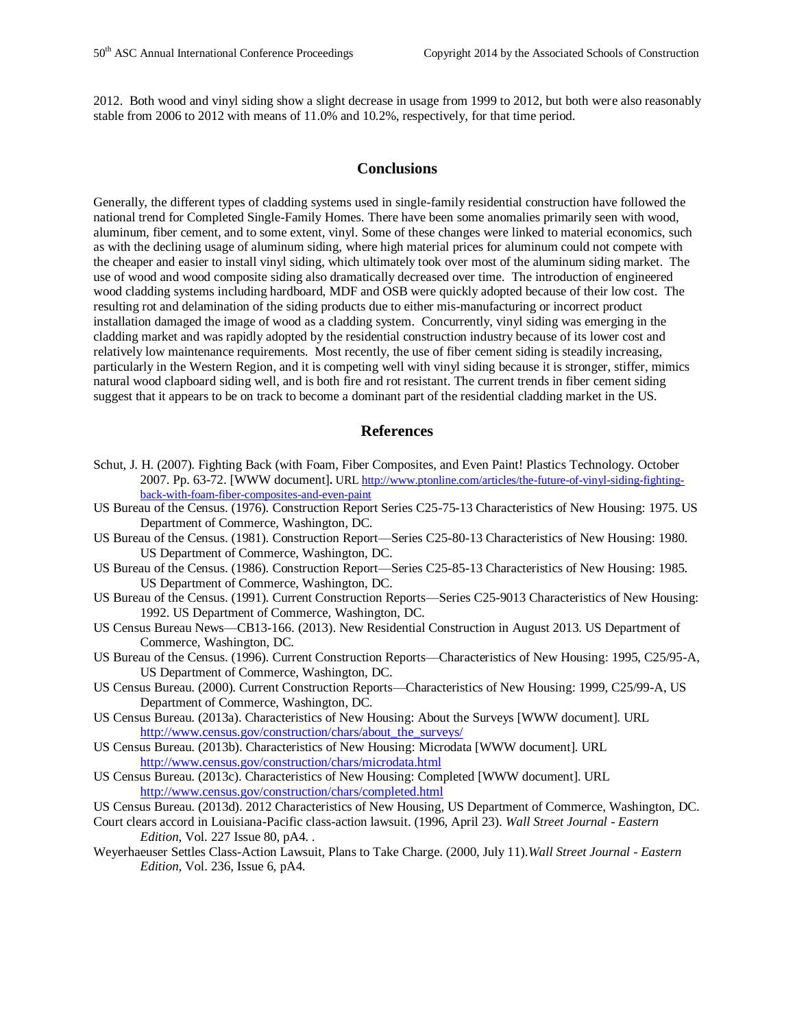2012. Both wood and vinyl siding show a slight decrease in usage from 1999 to 2012, but both were also reasonably stable from 2006 to 2012 with means of 11.0% and 10.2%, respectively, for that time period.

## Conclusions

Generally, the different types of cladding systems used in single-family residential construction have followed the national trend for Completed Single-Family Homes. There have been some anomalies primarily seen with wood, aluminum, fiber cement, and to some extent, vinyl. Some of these changes were linked to material economics, such as with the declining usage of aluminum siding, where high material prices for aluminum could not compete with the cheaper and easier to install vinyl siding, which ultimately took over most of the aluminum siding market. The use of wood and wood composite siding also dramatically decreased over time. The introduction of engineered wood cladding systems including hardboard, MDF and OSB were quickly adopted because of their low cost. The resulting rot and delamination of the siding products due to either mis-manufacturing or incorrect product installation damaged the image of wood as a cladding system. Concurrently, vinyl siding was emerging in the cladding market and was rapidly adopted by the residential construction industry because of its lower cost and relatively low maintenance requirements. Most recently, the use of fiber cement siding is steadily increasing, particularly in the Western Region, and it is competing well with vinyl siding because it is stronger, stiffer, mimics natural wood clapboard siding well, and is both fire and rot resistant. The current trends in fiber cement siding suggest that it appears to be on track to become a dominant part of the residential cladding market in the US.

## References

Schut, J. H. (2007). Fighting Back (with Foam, Fiber Composites, and Even Paint! Plastics Technology. October 2007. Pp. 63-72. [WWW document]. URL http://www.ptonline.com/articles/the-future-of-vinyl-siding-fighting-back-with-foam-fiber-composites-and-even-paint

US Bureau of the Census. (1976). Construction Report Series C25-75-13 Characteristics of New Housing: 1975. US Department of Commerce, Washington, DC.

US Bureau of the Census. (1981). Construction Report—Series C25-80-13 Characteristics of New Housing: 1980. US Department of Commerce, Washington, DC.

US Bureau of the Census. (1986). Construction Report—Series C25-85-13 Characteristics of New Housing: 1985. US Department of Commerce, Washington, DC.

US Bureau of the Census. (1991). Current Construction Reports—Series C25-9013 Characteristics of New Housing: 1992. US Department of Commerce, Washington, DC.

US Census Bureau News—CB13-166. (2013). New Residential Construction in August 2013. US Department of Commerce, Washington, DC.

US Bureau of the Census. (1996). Current Construction Reports—Characteristics of New Housing: 1995, C25/95-A, US Department of Commerce, Washington, DC.

US Census Bureau. (2000). Current Construction Reports—Characteristics of New Housing: 1999, C25/99-A, US Department of Commerce, Washington, DC.

US Census Bureau. (2013a). Characteristics of New Housing: About the Surveys [WWW document]. URL http://www.census.gov/construction/chars/about_the_surveys/

US Census Bureau. (2013b). Characteristics of New Housing: Microdata [WWW document]. URL http://www.census.gov/construction/chars/microdata.html

US Census Bureau. (2013c). Characteristics of New Housing: Completed [WWW document]. URL http://www.census.gov/construction/chars/completed.html

US Census Bureau. (2013d). 2012 Characteristics of New Housing, US Department of Commerce, Washington, DC.

Court clears accord in Louisiana-Pacific class-action lawsuit. (1996, April 23). *Wall Street Journal - Eastern Edition*, Vol. 227 Issue 80, pA4. .

Weyerhaeuser Settles Class-Action Lawsuit, Plans to Take Charge. (2000, July 11). *Wall Street Journal - Eastern Edition*, Vol. 236, Issue 6, pA4.